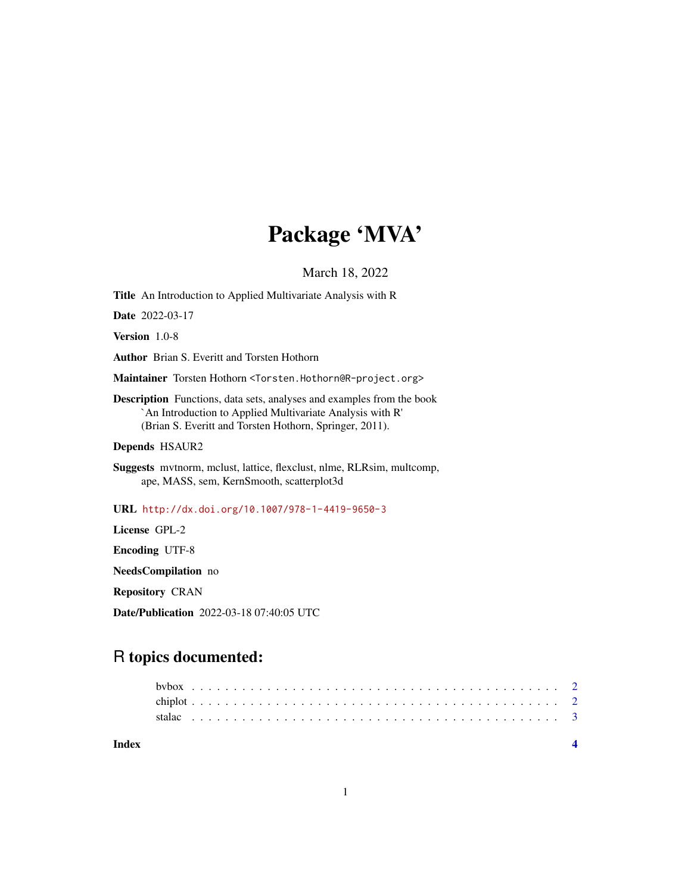# Package 'MVA'

March 18, 2022

**Title** An Introduction to Applied Multivariate Analysis with R

**Date** 2022-03-17

**Version** 1.0-8

**Author** Brian S. Everitt and Torsten Hothorn

**Maintainer** Torsten Hothorn <Torsten.Hothorn@R-project.org>

**Description** Functions, data sets, analyses and examples from the book
`An Introduction to Applied Multivariate Analysis with R'
(Brian S. Everitt and Torsten Hothorn, Springer, 2011).

**Depends** HSAUR2

**Suggests** mvtnorm, mclust, lattice, flexclust, nlme, RLRsim, multcomp,
ape, MASS, sem, KernSmooth, scatterplot3d

**URL** http://dx.doi.org/10.1007/978-1-4419-9650-3

**License** GPL-2

**Encoding** UTF-8

**NeedsCompilation** no

**Repository** CRAN

**Date/Publication** 2022-03-18 07:40:05 UTC

## R topics documented:

- bvbox . . . . . . . . . . . . . . . . . . . . . . . . . . . . . . . . . . . . . . . . . . 2
- chiplot . . . . . . . . . . . . . . . . . . . . . . . . . . . . . . . . . . . . . . . . . 2
- stalac . . . . . . . . . . . . . . . . . . . . . . . . . . . . . . . . . . . . . . . . . . 3

**Index** 4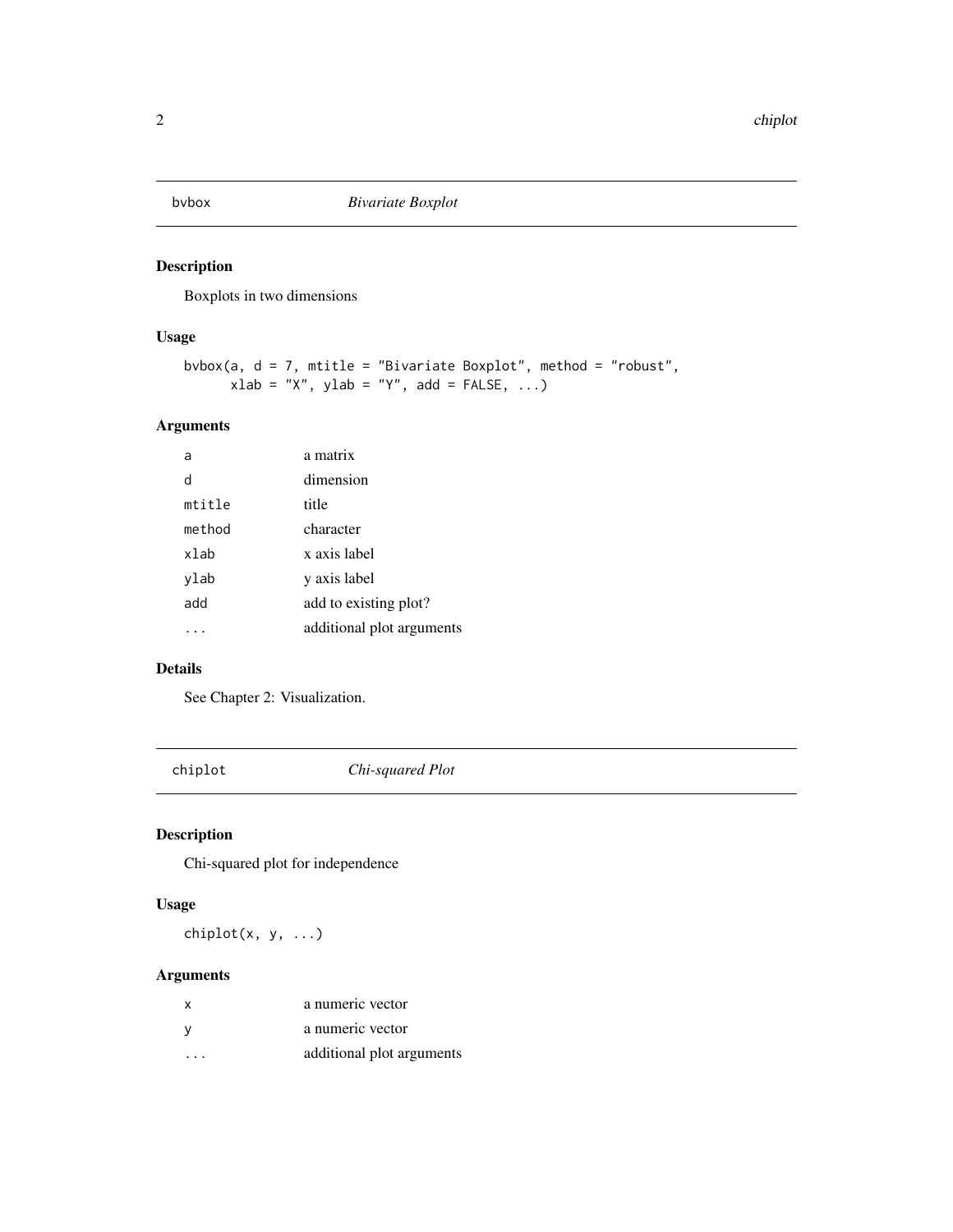## bvbox — *Bivariate Boxplot*

### Description

Boxplots in two dimensions

### Usage

```
bvbox(a, d = 7, mtitle = "Bivariate Boxplot", method = "robust",
      xlab = "X", ylab = "Y", add = FALSE, ...)
```

### Arguments

| | |
|---|---|
| `a` | a matrix |
| `d` | dimension |
| `mtitle` | title |
| `method` | character |
| `xlab` | x axis label |
| `ylab` | y axis label |
| `add` | add to existing plot? |
| `...` | additional plot arguments |

### Details

See Chapter 2: Visualization.

## chiplot — *Chi-squared Plot*

### Description

Chi-squared plot for independence

### Usage

```
chiplot(x, y, ...)
```

### Arguments

| | |
|---|---|
| `x` | a numeric vector |
| `y` | a numeric vector |
| `...` | additional plot arguments |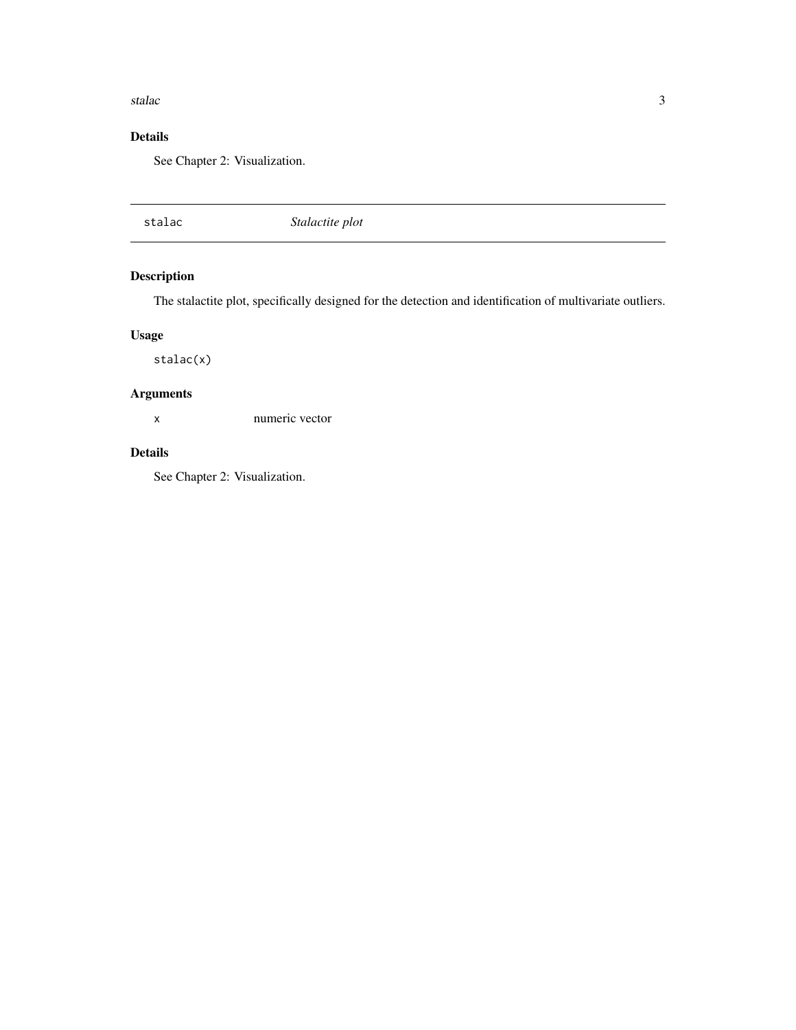## Details

See Chapter 2: Visualization.

---

`stalac` *Stalactite plot*

---

## Description

The stalactite plot, specifically designed for the detection and identification of multivariate outliers.

## Usage

```
stalac(x)
```

## Arguments

| | |
|---|---|
| `x` | numeric vector |

## Details

See Chapter 2: Visualization.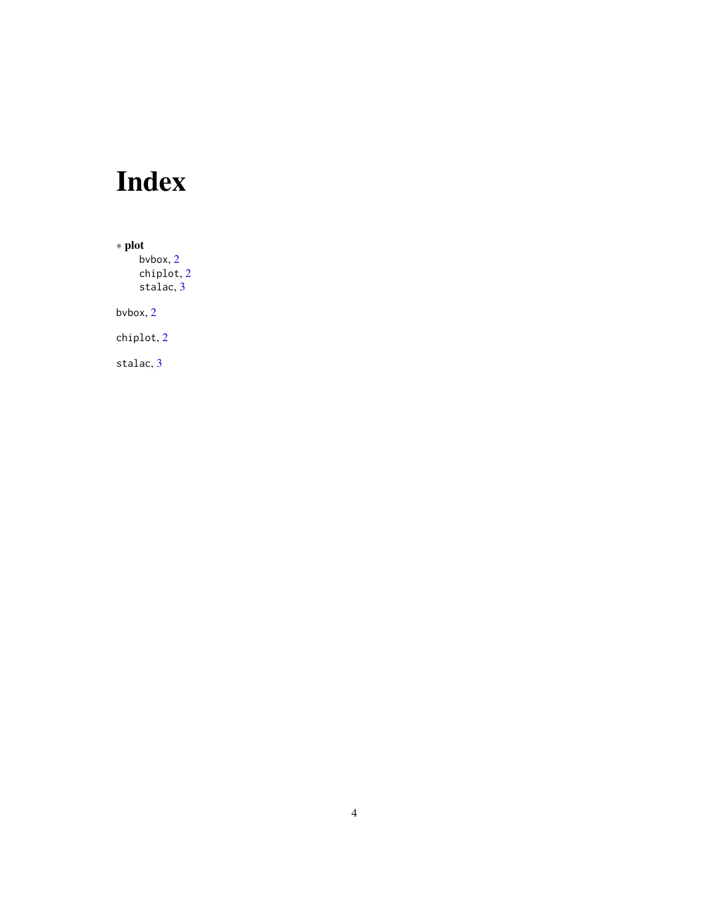# Index

∗ **plot**

- bvbox, 2
- chiplot, 2
- stalac, 3

bvbox, 2

chiplot, 2

stalac, 3